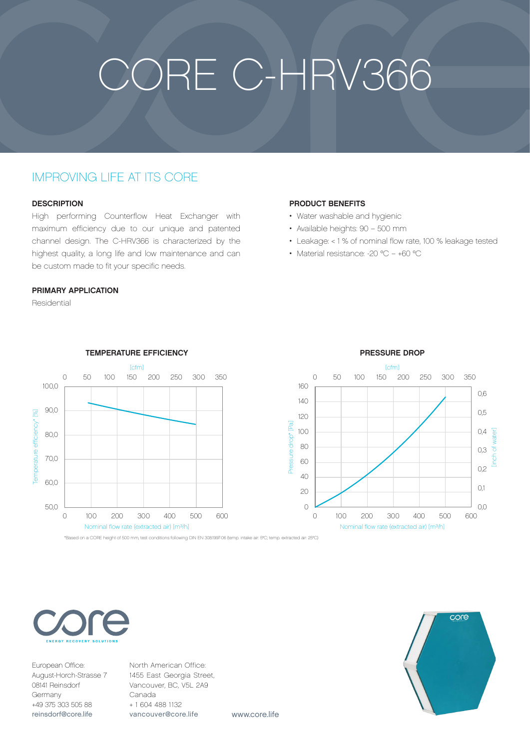# CORE C-HRV366

## IMPROVING LIFE AT ITS CORE

### DESCRIPTION

High performing Counterflow Heat Exchanger with maximum efficiency due to our unique and patented channel design. The C-HRV366 is characterized by the highest quality, a long life and low maintenance and can be custom made to fit your specific needs.

### PRIMARY APPLICATION

Residential

### PRODUCT BENEFITS

- Water washable and hygienic
- Available heights: 90 – 500 mm
- Leakage: < 1 % of nominal flow rate, 100 % leakage tested
- Material resistance: -20 °C – +60 °C

### TEMPERATURE EFFICIENCY

### PRESSURE DROP

*Based on a CORE height of 500 mm, test conditions following DIN EN 308:1997-06 (temp. intake air: 5°C; temp. extracted air: 25°C)

European Office:
August-Horch-Strasse 7
08141 Reinsdorf
Germany
+49 375 303 505 88
reinsdorf@core.life

North American Office:
1455 East Georgia Street,
Vancouver, BC, V5L 2A9
Canada
+ 1 604 488 1132
vancouver@core.life

www.core.life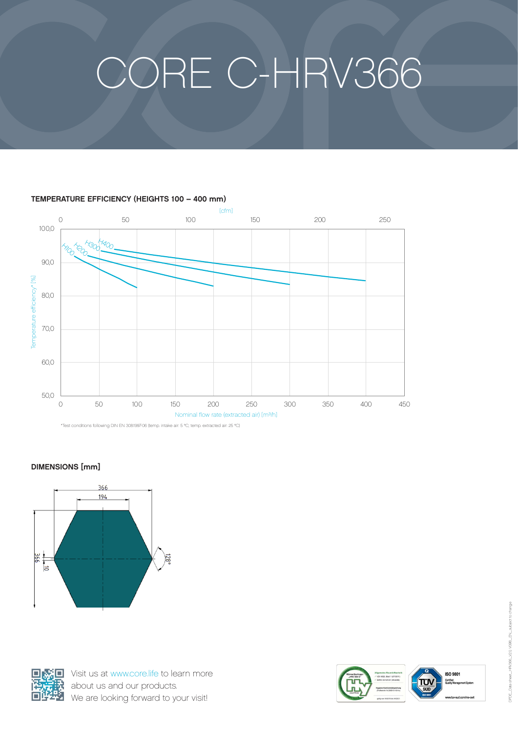# CORE C-HRV366

## TEMPERATURE EFFICIENCY (HEIGHTS 100 – 400 mm)

[cfm]

0 50 100 150 200 250

100,0
90,0
80,0
70,0
60,0
50,0

Temperature efficiency* [%]

H100 H200 H300 H400

0 50 100 150 200 250 300 350 400 450

Nominal flow rate (extracted air) [m³/h]

*Test conditions following DIN EN 308:1997-06 (temp. intake air: 5 °C, temp. extracted air: 25 °C)

## DIMENSIONS [mm]

366
194
366
10
128°

Visit us at www.core.life to learn more about us and our products.
We are looking forward to your visit!

ISO 9001
Certified
Quality Management System
www.tuv-sud.com/ms-cert